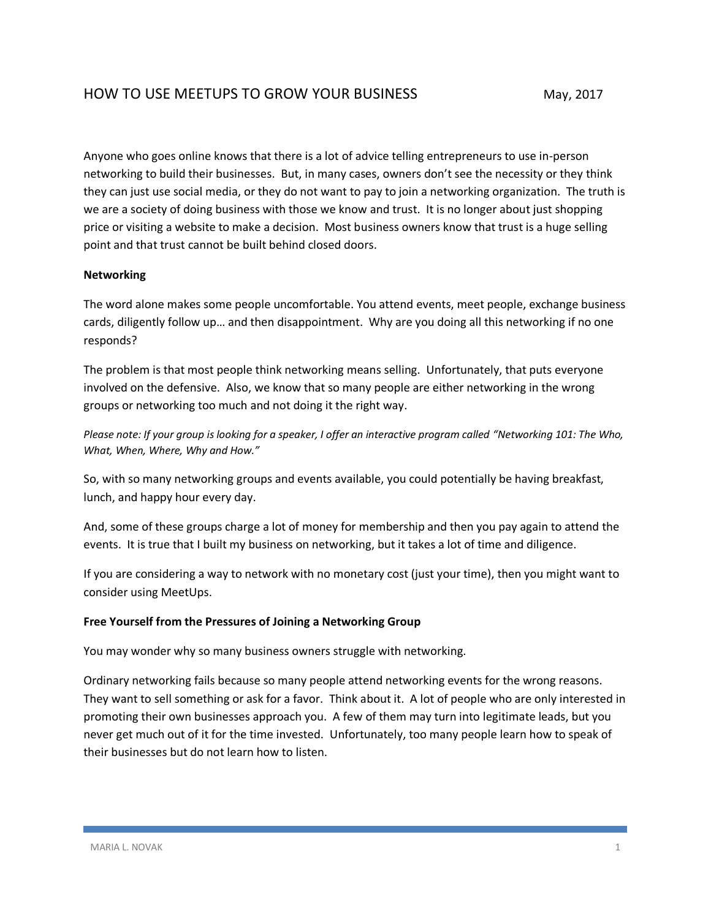# HOW TO USE MEETUPS TO GROW YOUR BUSINESS

May, 2017

Anyone who goes online knows that there is a lot of advice telling entrepreneurs to use in-person networking to build their businesses. But, in many cases, owners don't see the necessity or they think they can just use social media, or they do not want to pay to join a networking organization. The truth is we are a society of doing business with those we know and trust. It is no longer about just shopping price or visiting a website to make a decision. Most business owners know that trust is a huge selling point and that trust cannot be built behind closed doors.

**Networking**

The word alone makes some people uncomfortable. You attend events, meet people, exchange business cards, diligently follow up… and then disappointment. Why are you doing all this networking if no one responds?

The problem is that most people think networking means selling. Unfortunately, that puts everyone involved on the defensive. Also, we know that so many people are either networking in the wrong groups or networking too much and not doing it the right way.

*Please note: If your group is looking for a speaker, I offer an interactive program called "Networking 101: The Who, What, When, Where, Why and How."*

So, with so many networking groups and events available, you could potentially be having breakfast, lunch, and happy hour every day.

And, some of these groups charge a lot of money for membership and then you pay again to attend the events. It is true that I built my business on networking, but it takes a lot of time and diligence.

If you are considering a way to network with no monetary cost (just your time), then you might want to consider using MeetUps.

**Free Yourself from the Pressures of Joining a Networking Group**

You may wonder why so many business owners struggle with networking.

Ordinary networking fails because so many people attend networking events for the wrong reasons. They want to sell something or ask for a favor. Think about it. A lot of people who are only interested in promoting their own businesses approach you. A few of them may turn into legitimate leads, but you never get much out of it for the time invested. Unfortunately, too many people learn how to speak of their businesses but do not learn how to listen.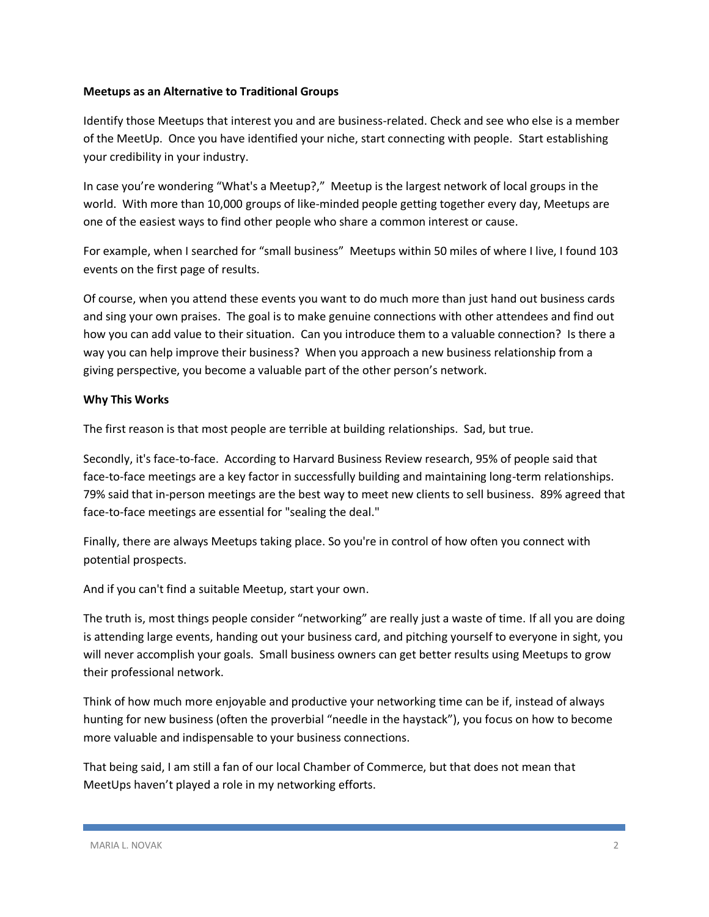**Meetups as an Alternative to Traditional Groups**

Identify those Meetups that interest you and are business-related. Check and see who else is a member of the MeetUp. Once you have identified your niche, start connecting with people. Start establishing your credibility in your industry.

In case you're wondering "What's a Meetup?," Meetup is the largest network of local groups in the world. With more than 10,000 groups of like-minded people getting together every day, Meetups are one of the easiest ways to find other people who share a common interest or cause.

For example, when I searched for "small business" Meetups within 50 miles of where I live, I found 103 events on the first page of results.

Of course, when you attend these events you want to do much more than just hand out business cards and sing your own praises. The goal is to make genuine connections with other attendees and find out how you can add value to their situation. Can you introduce them to a valuable connection? Is there a way you can help improve their business? When you approach a new business relationship from a giving perspective, you become a valuable part of the other person's network.

**Why This Works**

The first reason is that most people are terrible at building relationships. Sad, but true.

Secondly, it's face-to-face. According to Harvard Business Review research, 95% of people said that face-to-face meetings are a key factor in successfully building and maintaining long-term relationships. 79% said that in-person meetings are the best way to meet new clients to sell business. 89% agreed that face-to-face meetings are essential for "sealing the deal."

Finally, there are always Meetups taking place. So you're in control of how often you connect with potential prospects.

And if you can't find a suitable Meetup, start your own.

The truth is, most things people consider "networking" are really just a waste of time. If all you are doing is attending large events, handing out your business card, and pitching yourself to everyone in sight, you will never accomplish your goals. Small business owners can get better results using Meetups to grow their professional network.

Think of how much more enjoyable and productive your networking time can be if, instead of always hunting for new business (often the proverbial "needle in the haystack"), you focus on how to become more valuable and indispensable to your business connections.

That being said, I am still a fan of our local Chamber of Commerce, but that does not mean that MeetUps haven't played a role in my networking efforts.